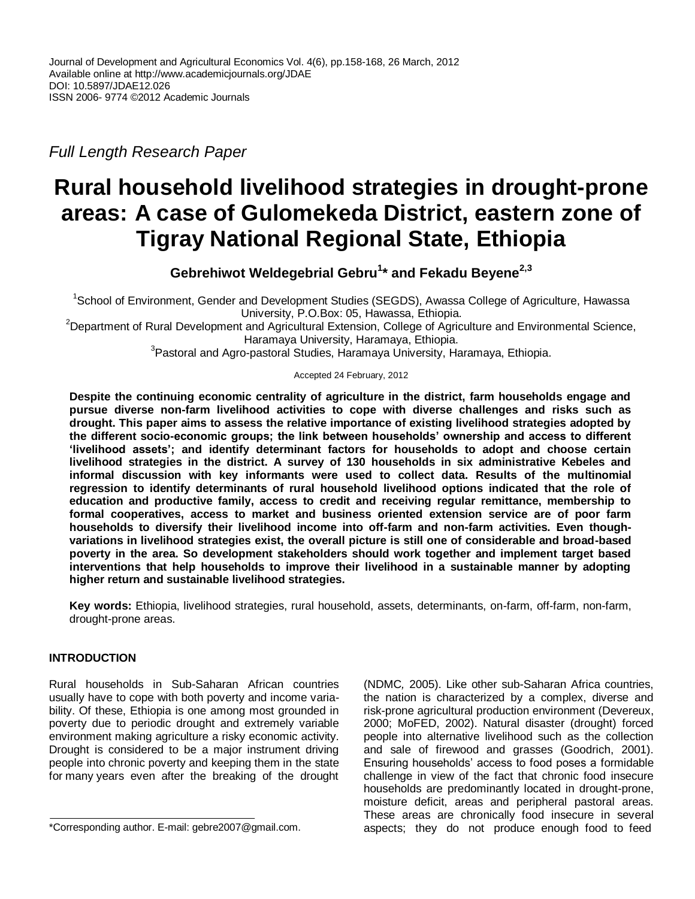Journal of Development and Agricultural Economics Vol. 4(6), pp.158-168, 26 March, 2012
Available online at http://www.academicjournals.org/JDAE
DOI: 10.5897/JDAE12.026
ISSN 2006- 9774 ©2012 Academic Journals

*Full Length Research Paper*

# Rural household livelihood strategies in drought-prone areas: A case of Gulomekeda District, eastern zone of Tigray National Regional State, Ethiopia

**Gebrehiwot Weldegebrial Gebru[1]* and Fekadu Beyene[2,3]**

[1]School of Environment, Gender and Development Studies (SEGDS), Awassa College of Agriculture, Hawassa University, P.O.Box: 05, Hawassa, Ethiopia.
[2]Department of Rural Development and Agricultural Extension, College of Agriculture and Environmental Science, Haramaya University, Haramaya, Ethiopia.
[3]Pastoral and Agro-pastoral Studies, Haramaya University, Haramaya, Ethiopia.

Accepted 24 February, 2012

**Despite the continuing economic centrality of agriculture in the district, farm households engage and pursue diverse non-farm livelihood activities to cope with diverse challenges and risks such as drought. This paper aims to assess the relative importance of existing livelihood strategies adopted by the different socio-economic groups; the link between households' ownership and access to different 'livelihood assets'; and identify determinant factors for households to adopt and choose certain livelihood strategies in the district. A survey of 130 households in six administrative Kebeles and informal discussion with key informants were used to collect data. Results of the multinomial regression to identify determinants of rural household livelihood options indicated that the role of education and productive family, access to credit and receiving regular remittance, membership to formal cooperatives, access to market and business oriented extension service are of poor farm households to diversify their livelihood income into off-farm and non-farm activities. Even though-variations in livelihood strategies exist, the overall picture is still one of considerable and broad-based poverty in the area. So development stakeholders should work together and implement target based interventions that help households to improve their livelihood in a sustainable manner by adopting higher return and sustainable livelihood strategies.**

**Key words:** Ethiopia, livelihood strategies, rural household, assets, determinants, on-farm, off-farm, non-farm, drought-prone areas.

## INTRODUCTION

Rural households in Sub-Saharan African countries usually have to cope with both poverty and income variability. Of these, Ethiopia is one among most grounded in poverty due to periodic drought and extremely variable environment making agriculture a risky economic activity. Drought is considered to be a major instrument driving people into chronic poverty and keeping them in the state for many years even after the breaking of the drought (NDMC, 2005). Like other sub-Saharan Africa countries, the nation is characterized by a complex, diverse and risk-prone agricultural production environment (Devereux, 2000; MoFED, 2002). Natural disaster (drought) forced people into alternative livelihood such as the collection and sale of firewood and grasses (Goodrich, 2001). Ensuring households' access to food poses a formidable challenge in view of the fact that chronic food insecure households are predominantly located in drought-prone, moisture deficit, areas and peripheral pastoral areas. These areas are chronically food insecure in several aspects; they do not produce enough food to feed

*Corresponding author. E-mail: gebre2007@gmail.com.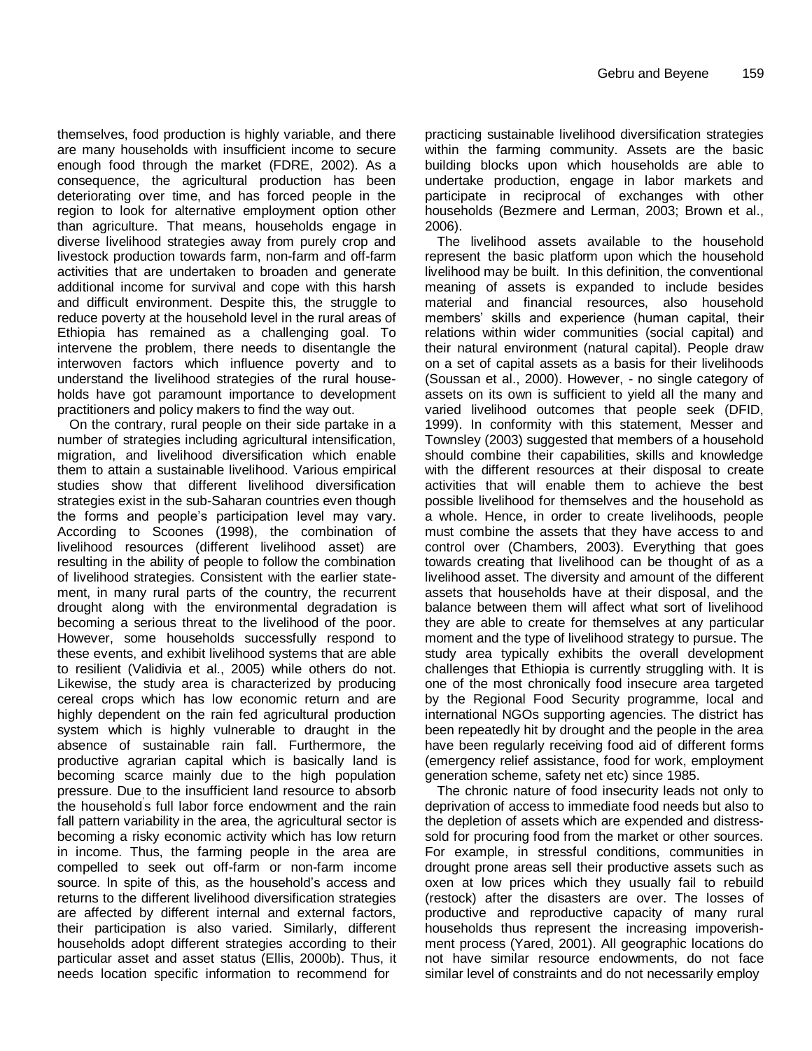themselves, food production is highly variable, and there are many households with insufficient income to secure enough food through the market (FDRE, 2002). As a consequence, the agricultural production has been deteriorating over time, and has forced people in the region to look for alternative employment option other than agriculture. That means, households engage in diverse livelihood strategies away from purely crop and livestock production towards farm, non-farm and off-farm activities that are undertaken to broaden and generate additional income for survival and cope with this harsh and difficult environment. Despite this, the struggle to reduce poverty at the household level in the rural areas of Ethiopia has remained as a challenging goal. To intervene the problem, there needs to disentangle the interwoven factors which influence poverty and to understand the livelihood strategies of the rural households have got paramount importance to development practitioners and policy makers to find the way out.

On the contrary, rural people on their side partake in a number of strategies including agricultural intensification, migration, and livelihood diversification which enable them to attain a sustainable livelihood. Various empirical studies show that different livelihood diversification strategies exist in the sub-Saharan countries even though the forms and people's participation level may vary. According to Scoones (1998), the combination of livelihood resources (different livelihood asset) are resulting in the ability of people to follow the combination of livelihood strategies. Consistent with the earlier statement, in many rural parts of the country, the recurrent drought along with the environmental degradation is becoming a serious threat to the livelihood of the poor. However, some households successfully respond to these events, and exhibit livelihood systems that are able to resilient (Validivia et al., 2005) while others do not. Likewise, the study area is characterized by producing cereal crops which has low economic return and are highly dependent on the rain fed agricultural production system which is highly vulnerable to draught in the absence of sustainable rain fall. Furthermore, the productive agrarian capital which is basically land is becoming scarce mainly due to the high population pressure. Due to the insufficient land resource to absorb the household's full labor force endowment and the rain fall pattern variability in the area, the agricultural sector is becoming a risky economic activity which has low return in income. Thus, the farming people in the area are compelled to seek out off-farm or non-farm income source. In spite of this, as the household's access and returns to the different livelihood diversification strategies are affected by different internal and external factors, their participation is also varied. Similarly, different households adopt different strategies according to their particular asset and asset status (Ellis, 2000b). Thus, it needs location specific information to recommend for practicing sustainable livelihood diversification strategies within the farming community. Assets are the basic building blocks upon which households are able to undertake production, engage in labor markets and participate in reciprocal of exchanges with other households (Bezmere and Lerman, 2003; Brown et al., 2006).

The livelihood assets available to the household represent the basic platform upon which the household livelihood may be built. In this definition, the conventional meaning of assets is expanded to include besides material and financial resources, also household members' skills and experience (human capital, their relations within wider communities (social capital) and their natural environment (natural capital). People draw on a set of capital assets as a basis for their livelihoods (Soussan et al., 2000). However, - no single category of assets on its own is sufficient to yield all the many and varied livelihood outcomes that people seek (DFID, 1999). In conformity with this statement, Messer and Townsley (2003) suggested that members of a household should combine their capabilities, skills and knowledge with the different resources at their disposal to create activities that will enable them to achieve the best possible livelihood for themselves and the household as a whole. Hence, in order to create livelihoods, people must combine the assets that they have access to and control over (Chambers, 2003). Everything that goes towards creating that livelihood can be thought of as a livelihood asset. The diversity and amount of the different assets that households have at their disposal, and the balance between them will affect what sort of livelihood they are able to create for themselves at any particular moment and the type of livelihood strategy to pursue. The study area typically exhibits the overall development challenges that Ethiopia is currently struggling with. It is one of the most chronically food insecure area targeted by the Regional Food Security programme, local and international NGOs supporting agencies. The district has been repeatedly hit by drought and the people in the area have been regularly receiving food aid of different forms (emergency relief assistance, food for work, employment generation scheme, safety net etc) since 1985.

The chronic nature of food insecurity leads not only to deprivation of access to immediate food needs but also to the depletion of assets which are expended and distress-sold for procuring food from the market or other sources. For example, in stressful conditions, communities in drought prone areas sell their productive assets such as oxen at low prices which they usually fail to rebuild (restock) after the disasters are over. The losses of productive and reproductive capacity of many rural households thus represent the increasing impoverishment process (Yared, 2001). All geographic locations do not have similar resource endowments, do not face similar level of constraints and do not necessarily employ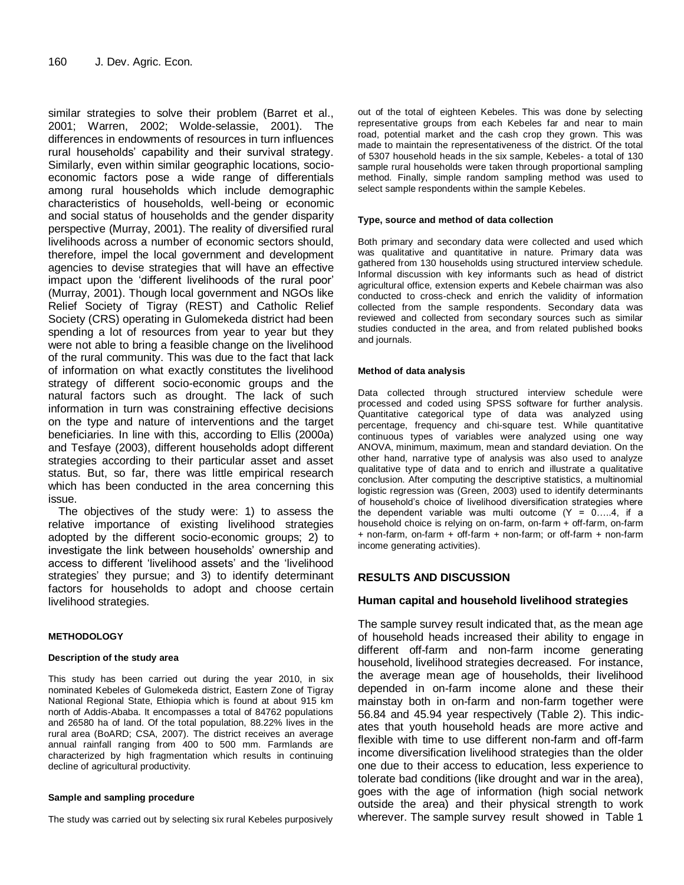similar strategies to solve their problem (Barret et al., 2001; Warren, 2002; Wolde-selassie, 2001). The differences in endowments of resources in turn influences rural households' capability and their survival strategy. Similarly, even within similar geographic locations, socio-economic factors pose a wide range of differentials among rural households which include demographic characteristics of households, well-being or economic and social status of households and the gender disparity perspective (Murray, 2001). The reality of diversified rural livelihoods across a number of economic sectors should, therefore, impel the local government and development agencies to devise strategies that will have an effective impact upon the 'different livelihoods of the rural poor' (Murray, 2001). Though local government and NGOs like Relief Society of Tigray (REST) and Catholic Relief Society (CRS) operating in Gulomekeda district had been spending a lot of resources from year to year but they were not able to bring a feasible change on the livelihood of the rural community. This was due to the fact that lack of information on what exactly constitutes the livelihood strategy of different socio-economic groups and the natural factors such as drought. The lack of such information in turn was constraining effective decisions on the type and nature of interventions and the target beneficiaries. In line with this, according to Ellis (2000a) and Tesfaye (2003), different households adopt different strategies according to their particular asset and asset status. But, so far, there was little empirical research which has been conducted in the area concerning this issue.

The objectives of the study were: 1) to assess the relative importance of existing livelihood strategies adopted by the different socio-economic groups; 2) to investigate the link between households' ownership and access to different 'livelihood assets' and the 'livelihood strategies' they pursue; and 3) to identify determinant factors for households to adopt and choose certain livelihood strategies.

## METHODOLOGY

### Description of the study area

This study has been carried out during the year 2010, in six nominated Kebeles of Gulomekeda district, Eastern Zone of Tigray National Regional State, Ethiopia which is found at about 915 km north of Addis-Ababa. It encompasses a total of 84762 populations and 26580 ha of land. Of the total population, 88.22% lives in the rural area (BoARD; CSA, 2007). The district receives an average annual rainfall ranging from 400 to 500 mm. Farmlands are characterized by high fragmentation which results in continuing decline of agricultural productivity.

### Sample and sampling procedure

The study was carried out by selecting six rural Kebeles purposively out of the total of eighteen Kebeles. This was done by selecting representative groups from each Kebeles far and near to main road, potential market and the cash crop they grown. This was made to maintain the representativeness of the district. Of the total of 5307 household heads in the six sample, Kebeles- a total of 130 sample rural households were taken through proportional sampling method. Finally, simple random sampling method was used to select sample respondents within the sample Kebeles.

### Type, source and method of data collection

Both primary and secondary data were collected and used which was qualitative and quantitative in nature. Primary data was gathered from 130 households using structured interview schedule. Informal discussion with key informants such as head of district agricultural office, extension experts and Kebele chairman was also conducted to cross-check and enrich the validity of information collected from the sample respondents. Secondary data was reviewed and collected from secondary sources such as similar studies conducted in the area, and from related published books and journals.

### Method of data analysis

Data collected through structured interview schedule were processed and coded using SPSS software for further analysis. Quantitative categorical type of data was analyzed using percentage, frequency and chi-square test. While quantitative continuous types of variables were analyzed using one way ANOVA, minimum, maximum, mean and standard deviation. On the other hand, narrative type of analysis was also used to analyze qualitative type of data and to enrich and illustrate a qualitative conclusion. After computing the descriptive statistics, a multinomial logistic regression was (Green, 2003) used to identify determinants of household's choice of livelihood diversification strategies where the dependent variable was multi outcome ($Y = 0.....4$, if a household choice is relying on on-farm, on-farm + off-farm, on-farm + non-farm, on-farm + off-farm + non-farm; or off-farm + non-farm income generating activities).

## RESULTS AND DISCUSSION

### Human capital and household livelihood strategies

The sample survey result indicated that, as the mean age of household heads increased their ability to engage in different off-farm and non-farm income generating household, livelihood strategies decreased. For instance, the average mean age of households, their livelihood depended in on-farm income alone and these their mainstay both in on-farm and non-farm together were 56.84 and 45.94 year respectively (Table 2). This indicates that youth household heads are more active and flexible with time to use different non-farm and off-farm income diversification livelihood strategies than the older one due to their access to education, less experience to tolerate bad conditions (like drought and war in the area), goes with the age of information (high social network outside the area) and their physical strength to work wherever. The sample survey result showed in Table 1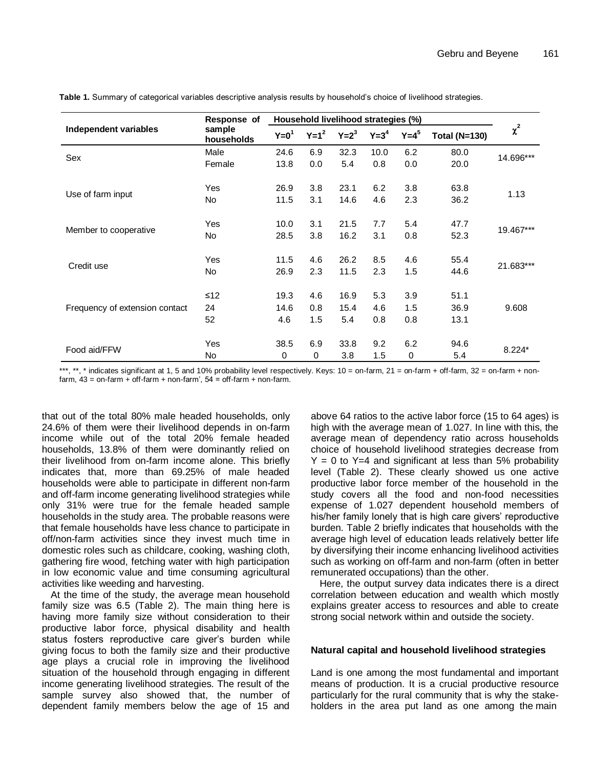**Table 1.** Summary of categorical variables descriptive analysis results by household's choice of livelihood strategies.

| Independent variables | Response of sample households | Household livelihood strategies (%) | | | | | | $\chi^2$ |
|---|---|---|---|---|---|---|---|---|
| | | $Y=0^1$ | $Y=1^2$ | $Y=2^3$ | $Y=3^4$ | $Y=4^5$ | Total (N=130) | |
| Sex | Male | 24.6 | 6.9 | 32.3 | 10.0 | 6.2 | 80.0 | 14.696*** |
| | Female | 13.8 | 0.0 | 5.4 | 0.8 | 0.0 | 20.0 | |
| Use of farm input | Yes | 26.9 | 3.8 | 23.1 | 6.2 | 3.8 | 63.8 | 1.13 |
| | No | 11.5 | 3.1 | 14.6 | 4.6 | 2.3 | 36.2 | |
| Member to cooperative | Yes | 10.0 | 3.1 | 21.5 | 7.7 | 5.4 | 47.7 | 19.467*** |
| | No | 28.5 | 3.8 | 16.2 | 3.1 | 0.8 | 52.3 | |
| Credit use | Yes | 11.5 | 4.6 | 26.2 | 8.5 | 4.6 | 55.4 | 21.683*** |
| | No | 26.9 | 2.3 | 11.5 | 2.3 | 1.5 | 44.6 | |
| Frequency of extension contact | ≤12 | 19.3 | 4.6 | 16.9 | 5.3 | 3.9 | 51.1 | 9.608 |
| | 24 | 14.6 | 0.8 | 15.4 | 4.6 | 1.5 | 36.9 | |
| | 52 | 4.6 | 1.5 | 5.4 | 0.8 | 0.8 | 13.1 | |
| Food aid/FFW | Yes | 38.5 | 6.9 | 33.8 | 9.2 | 6.2 | 94.6 | 8.224* |
| | No | 0 | 0 | 3.8 | 1.5 | 0 | 5.4 | |

***, **, * indicates significant at 1, 5 and 10% probability level respectively. Keys: 10 = on-farm, 21 = on-farm + off-farm, 32 = on-farm + non-farm, 43 = on-farm + off-farm + non-farm', 54 = off-farm + non-farm.

that out of the total 80% male headed households, only 24.6% of them were their livelihood depends in on-farm income while out of the total 20% female headed households, 13.8% of them were dominantly relied on their livelihood from on-farm income alone. This briefly indicates that, more than 69.25% of male headed households were able to participate in different non-farm and off-farm income generating livelihood strategies while only 31% were true for the female headed sample households in the study area. The probable reasons were that female households have less chance to participate in off/non-farm activities since they invest much time in domestic roles such as childcare, cooking, washing cloth, gathering fire wood, fetching water with high participation in low economic value and time consuming agricultural activities like weeding and harvesting.

At the time of the study, the average mean household family size was 6.5 (Table 2). The main thing here is having more family size without consideration to their productive labor force, physical disability and health status fosters reproductive care giver's burden while giving focus to both the family size and their productive age plays a crucial role in improving the livelihood situation of the household through engaging in different income generating livelihood strategies. The result of the sample survey also showed that, the number of dependent family members below the age of 15 and above 64 ratios to the active labor force (15 to 64 ages) is high with the average mean of 1.027. In line with this, the average mean of dependency ratio across households choice of household livelihood strategies decrease from Y = 0 to Y=4 and significant at less than 5% probability level (Table 2). These clearly showed us one active productive labor force member of the household in the study covers all the food and non-food necessities expense of 1.027 dependent household members of his/her family lonely that is high care givers' reproductive burden. Table 2 briefly indicates that households with the average high level of education leads relatively better life by diversifying their income enhancing livelihood activities such as working on off-farm and non-farm (often in better remunerated occupations) than the other.

Here, the output survey data indicates there is a direct correlation between education and wealth which mostly explains greater access to resources and able to create strong social network within and outside the society.

### Natural capital and household livelihood strategies

Land is one among the most fundamental and important means of production. It is a crucial productive resource particularly for the rural community that is why the stake-holders in the area put land as one among the main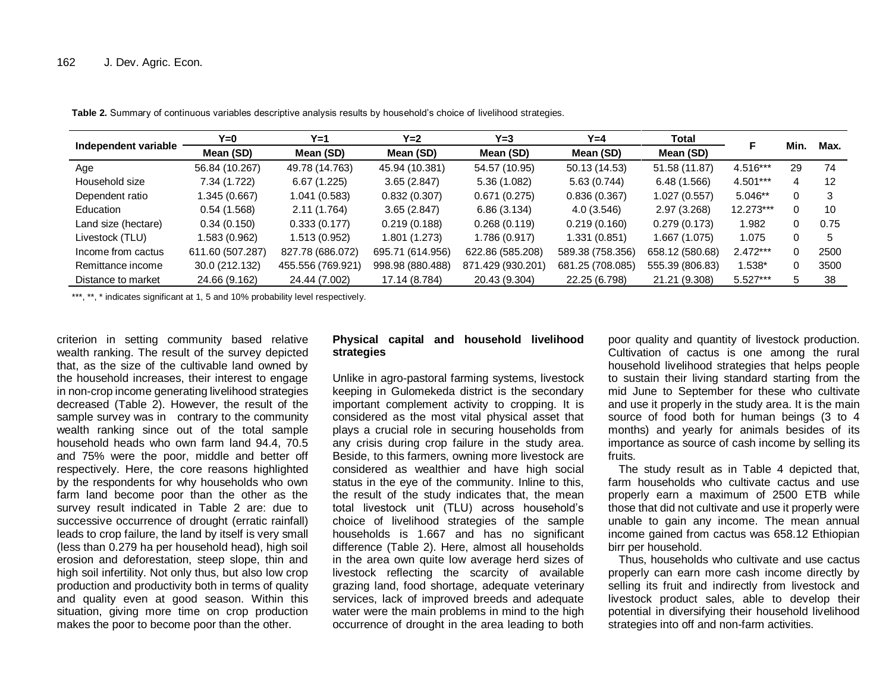**Table 2.** Summary of continuous variables descriptive analysis results by household's choice of livelihood strategies.

| Independent variable | Y=0 | Y=1 | Y=2 | Y=3 | Y=4 | Total | F | Min. | Max. |
|---|---|---|---|---|---|---|---|---|---|
| | Mean (SD) | Mean (SD) | Mean (SD) | Mean (SD) | Mean (SD) | Mean (SD) | | | |
| Age | 56.84 (10.267) | 49.78 (14.763) | 45.94 (10.381) | 54.57 (10.95) | 50.13 (14.53) | 51.58 (11.87) | 4.516*** | 29 | 74 |
| Household size | 7.34 (1.722) | 6.67 (1.225) | 3.65 (2.847) | 5.36 (1.082) | 5.63 (0.744) | 6.48 (1.566) | 4.501*** | 4 | 12 |
| Dependent ratio | 1.345 (0.667) | 1.041 (0.583) | 0.832 (0.307) | 0.671 (0.275) | 0.836 (0.367) | 1.027 (0.557) | 5.046** | 0 | 3 |
| Education | 0.54 (1.568) | 2.11 (1.764) | 3.65 (2.847) | 6.86 (3.134) | 4.0 (3.546) | 2.97 (3.268) | 12.273*** | 0 | 10 |
| Land size (hectare) | 0.34 (0.150) | 0.333 (0.177) | 0.219 (0.188) | 0.268 (0.119) | 0.219 (0.160) | 0.279 (0.173) | 1.982 | 0 | 0.75 |
| Livestock (TLU) | 1.583 (0.962) | 1.513 (0.952) | 1.801 (1.273) | 1.786 (0.917) | 1.331 (0.851) | 1.667 (1.075) | 1.075 | 0 | 5 |
| Income from cactus | 611.60 (507.287) | 827.78 (686.072) | 695.71 (614.956) | 622.86 (585.208) | 589.38 (758.356) | 658.12 (580.68) | 2.472*** | 0 | 2500 |
| Remittance income | 30.0 (212.132) | 455.556 (769.921) | 998.98 (880.488) | 871.429 (930.201) | 681.25 (708.085) | 555.39 (806.83) | 1.538* | 0 | 3500 |
| Distance to market | 24.66 (9.162) | 24.44 (7.002) | 17.14 (8.784) | 20.43 (9.304) | 22.25 (6.798) | 21.21 (9.308) | 5.527*** | 5 | 38 |

***, **, * indicates significant at 1, 5 and 10% probability level respectively.

criterion in setting community based relative wealth ranking. The result of the survey depicted that, as the size of the cultivable land owned by the household increases, their interest to engage in non-crop income generating livelihood strategies decreased (Table 2). However, the result of the sample survey was in contrary to the community wealth ranking since out of the total sample household heads who own farm land 94.4, 70.5 and 75% were the poor, middle and better off respectively. Here, the core reasons highlighted by the respondents for why households who own farm land become poor than the other as the survey result indicated in Table 2 are: due to successive occurrence of drought (erratic rainfall) leads to crop failure, the land by itself is very small (less than 0.279 ha per household head), high soil erosion and deforestation, steep slope, thin and high soil infertility. Not only thus, but also low crop production and productivity both in terms of quality and quality even at good season. Within this situation, giving more time on crop production makes the poor to become poor than the other.

### Physical capital and household livelihood strategies

Unlike in agro-pastoral farming systems, livestock keeping in Gulomekeda district is the secondary important complement activity to cropping. It is considered as the most vital physical asset that plays a crucial role in securing households from any crisis during crop failure in the study area. Beside, to this farmers, owning more livestock are considered as wealthier and have high social status in the eye of the community. Inline to this, the result of the study indicates that, the mean total livestock unit (TLU) across household's choice of livelihood strategies of the sample households is 1.667 and has no significant difference (Table 2). Here, almost all households in the area own quite low average herd sizes of livestock reflecting the scarcity of available grazing land, food shortage, adequate veterinary services, lack of improved breeds and adequate water were the main problems in mind to the high occurrence of drought in the area leading to both poor quality and quantity of livestock production. Cultivation of cactus is one among the rural household livelihood strategies that helps people to sustain their living standard starting from the mid June to September for these who cultivate and use it properly in the study area. It is the main source of food both for human beings (3 to 4 months) and yearly for animals besides of its importance as source of cash income by selling its fruits.

The study result as in Table 4 depicted that, farm households who cultivate cactus and use properly earn a maximum of 2500 ETB while those that did not cultivate and use it properly were unable to gain any income. The mean annual income gained from cactus was 658.12 Ethiopian birr per household.

Thus, households who cultivate and use cactus properly can earn more cash income directly by selling its fruit and indirectly from livestock and livestock product sales, able to develop their potential in diversifying their household livelihood strategies into off and non-farm activities.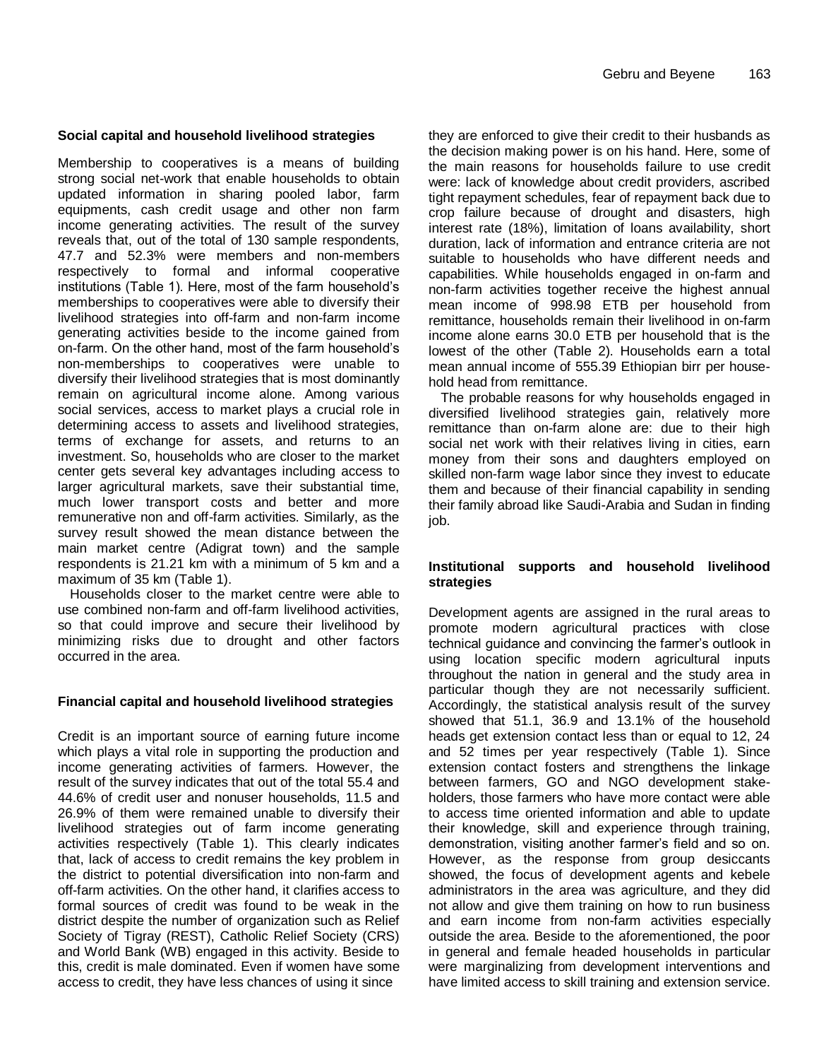### Social capital and household livelihood strategies

Membership to cooperatives is a means of building strong social net-work that enable households to obtain updated information in sharing pooled labor, farm equipments, cash credit usage and other non farm income generating activities. The result of the survey reveals that, out of the total of 130 sample respondents, 47.7 and 52.3% were members and non-members respectively to formal and informal cooperative institutions (Table 1). Here, most of the farm household's memberships to cooperatives were able to diversify their livelihood strategies into off-farm and non-farm income generating activities beside to the income gained from on-farm. On the other hand, most of the farm household's non-memberships to cooperatives were unable to diversify their livelihood strategies that is most dominantly remain on agricultural income alone. Among various social services, access to market plays a crucial role in determining access to assets and livelihood strategies, terms of exchange for assets, and returns to an investment. So, households who are closer to the market center gets several key advantages including access to larger agricultural markets, save their substantial time, much lower transport costs and better and more remunerative non and off-farm activities. Similarly, as the survey result showed the mean distance between the main market centre (Adigrat town) and the sample respondents is 21.21 km with a minimum of 5 km and a maximum of 35 km (Table 1).

Households closer to the market centre were able to use combined non-farm and off-farm livelihood activities, so that could improve and secure their livelihood by minimizing risks due to drought and other factors occurred in the area.

### Financial capital and household livelihood strategies

Credit is an important source of earning future income which plays a vital role in supporting the production and income generating activities of farmers. However, the result of the survey indicates that out of the total 55.4 and 44.6% of credit user and nonuser households, 11.5 and 26.9% of them were remained unable to diversify their livelihood strategies out of farm income generating activities respectively (Table 1). This clearly indicates that, lack of access to credit remains the key problem in the district to potential diversification into non-farm and off-farm activities. On the other hand, it clarifies access to formal sources of credit was found to be weak in the district despite the number of organization such as Relief Society of Tigray (REST), Catholic Relief Society (CRS) and World Bank (WB) engaged in this activity. Beside to this, credit is male dominated. Even if women have some access to credit, they have less chances of using it since they are enforced to give their credit to their husbands as the decision making power is on his hand. Here, some of the main reasons for households failure to use credit were: lack of knowledge about credit providers, ascribed tight repayment schedules, fear of repayment back due to crop failure because of drought and disasters, high interest rate (18%), limitation of loans availability, short duration, lack of information and entrance criteria are not suitable to households who have different needs and capabilities. While households engaged in on-farm and non-farm activities together receive the highest annual mean income of 998.98 ETB per household from remittance, households remain their livelihood in on-farm income alone earns 30.0 ETB per household that is the lowest of the other (Table 2). Households earn a total mean annual income of 555.39 Ethiopian birr per household head from remittance.

The probable reasons for why households engaged in diversified livelihood strategies gain, relatively more remittance than on-farm alone are: due to their high social net work with their relatives living in cities, earn money from their sons and daughters employed on skilled non-farm wage labor since they invest to educate them and because of their financial capability in sending their family abroad like Saudi-Arabia and Sudan in finding job.

### Institutional supports and household livelihood strategies

Development agents are assigned in the rural areas to promote modern agricultural practices with close technical guidance and convincing the farmer's outlook in using location specific modern agricultural inputs throughout the nation in general and the study area in particular though they are not necessarily sufficient. Accordingly, the statistical analysis result of the survey showed that 51.1, 36.9 and 13.1% of the household heads get extension contact less than or equal to 12, 24 and 52 times per year respectively (Table 1). Since extension contact fosters and strengthens the linkage between farmers, GO and NGO development stakeholders, those farmers who have more contact were able to access time oriented information and able to update their knowledge, skill and experience through training, demonstration, visiting another farmer's field and so on. However, as the response from group desiccants showed, the focus of development agents and kebele administrators in the area was agriculture, and they did not allow and give them training on how to run business and earn income from non-farm activities especially outside the area. Beside to the aforementioned, the poor in general and female headed households in particular were marginalizing from development interventions and have limited access to skill training and extension service.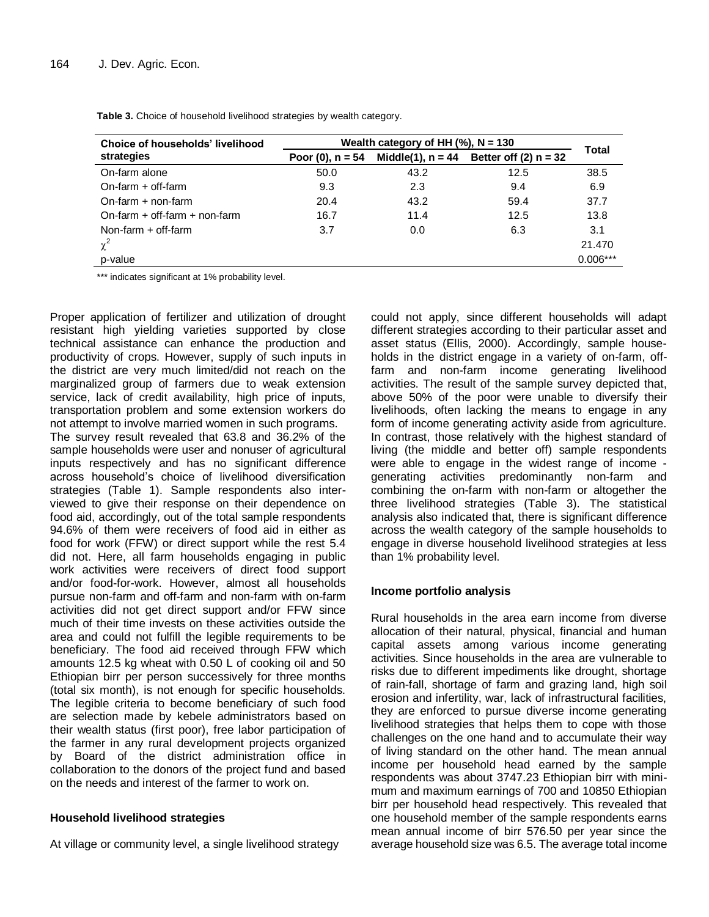**Table 3.** Choice of household livelihood strategies by wealth category.

| Choice of households' livelihood strategies | Wealth category of HH (%), N = 130 | | | Total |
|---|---|---|---|---|
| | Poor (0), n = 54 | Middle(1), n = 44 | Better off (2) n = 32 | |
| On-farm alone | 50.0 | 43.2 | 12.5 | 38.5 |
| On-farm + off-farm | 9.3 | 2.3 | 9.4 | 6.9 |
| On-farm + non-farm | 20.4 | 43.2 | 59.4 | 37.7 |
| On-farm + off-farm + non-farm | 16.7 | 11.4 | 12.5 | 13.8 |
| Non-farm + off-farm | 3.7 | 0.0 | 6.3 | 3.1 |
| $\chi^2$ | | | | 21.470 |
| p-value | | | | 0.006*** |

*** indicates significant at 1% probability level.

Proper application of fertilizer and utilization of drought resistant high yielding varieties supported by close technical assistance can enhance the production and productivity of crops. However, supply of such inputs in the district are very much limited/did not reach on the marginalized group of farmers due to weak extension service, lack of credit availability, high price of inputs, transportation problem and some extension workers do not attempt to involve married women in such programs.

The survey result revealed that 63.8 and 36.2% of the sample households were user and nonuser of agricultural inputs respectively and has no significant difference across household's choice of livelihood diversification strategies (Table 1). Sample respondents also interviewed to give their response on their dependence on food aid, accordingly, out of the total sample respondents 94.6% of them were receivers of food aid in either as food for work (FFW) or direct support while the rest 5.4 did not. Here, all farm households engaging in public work activities were receivers of direct food support and/or food-for-work. However, almost all households pursue non-farm and off-farm and non-farm with on-farm activities did not get direct support and/or FFW since much of their time invests on these activities outside the area and could not fulfill the legible requirements to be beneficiary. The food aid received through FFW which amounts 12.5 kg wheat with 0.50 L of cooking oil and 50 Ethiopian birr per person successively for three months (total six month), is not enough for specific households. The legible criteria to become beneficiary of such food are selection made by kebele administrators based on their wealth status (first poor), free labor participation of the farmer in any rural development projects organized by Board of the district administration office in collaboration to the donors of the project fund and based on the needs and interest of the farmer to work on.

## Household livelihood strategies

At village or community level, a single livelihood strategy could not apply, since different households will adapt different strategies according to their particular asset and asset status (Ellis, 2000). Accordingly, sample households in the district engage in a variety of on-farm, off-farm and non-farm income generating livelihood activities. The result of the sample survey depicted that, above 50% of the poor were unable to diversify their livelihoods, often lacking the means to engage in any form of income generating activity aside from agriculture. In contrast, those relatively with the highest standard of living (the middle and better off) sample respondents were able to engage in the widest range of income - generating activities predominantly non-farm and combining the on-farm with non-farm or altogether the three livelihood strategies (Table 3). The statistical analysis also indicated that, there is significant difference across the wealth category of the sample households to engage in diverse household livelihood strategies at less than 1% probability level.

## Income portfolio analysis

Rural households in the area earn income from diverse allocation of their natural, physical, financial and human capital assets among various income generating activities. Since households in the area are vulnerable to risks due to different impediments like drought, shortage of rain-fall, shortage of farm and grazing land, high soil erosion and infertility, war, lack of infrastructural facilities, they are enforced to pursue diverse income generating livelihood strategies that helps them to cope with those challenges on the one hand and to accumulate their way of living standard on the other hand. The mean annual income per household head earned by the sample respondents was about 3747.23 Ethiopian birr with minimum and maximum earnings of 700 and 10850 Ethiopian birr per household head respectively. This revealed that one household member of the sample respondents earns mean annual income of birr 576.50 per year since the average household size was 6.5. The average total income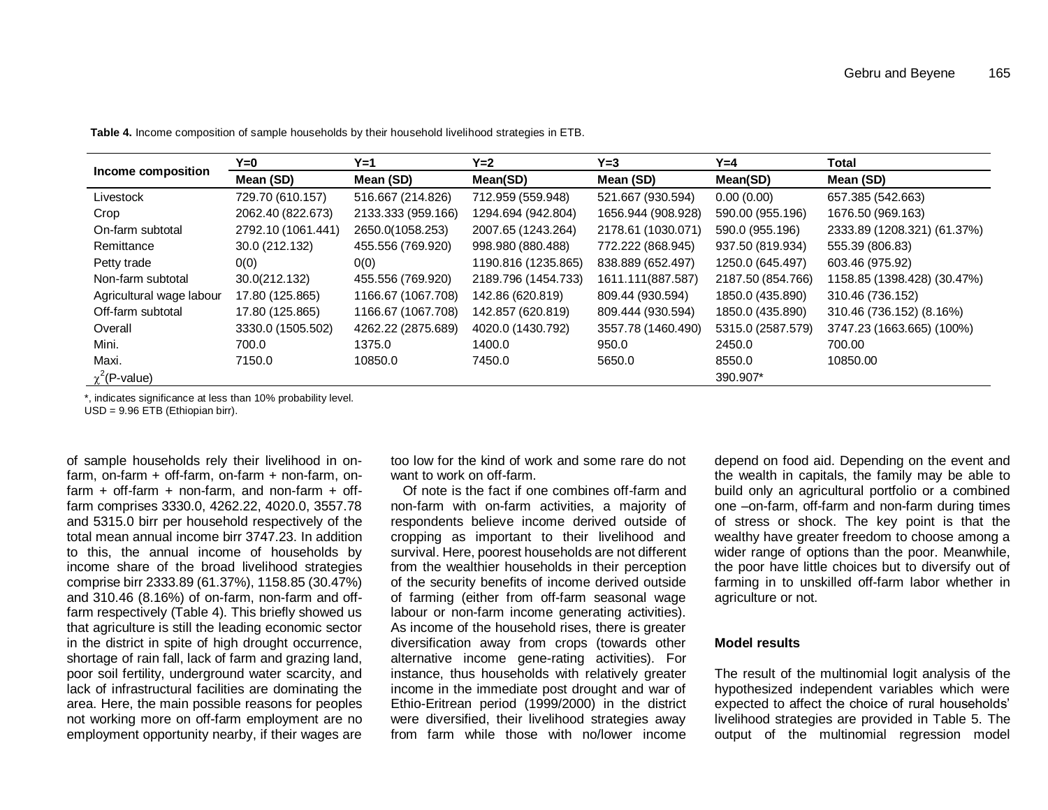**Table 4.** Income composition of sample households by their household livelihood strategies in ETB.

| Income composition | Y=0 | Y=1 | Y=2 | Y=3 | Y=4 | Total |
|---|---|---|---|---|---|---|
| | Mean (SD) | Mean (SD) | Mean(SD) | Mean (SD) | Mean(SD) | Mean (SD) |
| Livestock | 729.70 (610.157) | 516.667 (214.826) | 712.959 (559.948) | 521.667 (930.594) | 0.00 (0.00) | 657.385 (542.663) |
| Crop | 2062.40 (822.673) | 2133.333 (959.166) | 1294.694 (942.804) | 1656.944 (908.928) | 590.00 (955.196) | 1676.50 (969.163) |
| On-farm subtotal | 2792.10 (1061.441) | 2650.0(1058.253) | 2007.65 (1243.264) | 2178.61 (1030.071) | 590.0 (955.196) | 2333.89 (1208.321) (61.37%) |
| Remittance | 30.0 (212.132) | 455.556 (769.920) | 998.980 (880.488) | 772.222 (868.945) | 937.50 (819.934) | 555.39 (806.83) |
| Petty trade | 0(0) | 0(0) | 1190.816 (1235.865) | 838.889 (652.497) | 1250.0 (645.497) | 603.46 (975.92) |
| Non-farm subtotal | 30.0(212.132) | 455.556 (769.920) | 2189.796 (1454.733) | 1611.111(887.587) | 2187.50 (854.766) | 1158.85 (1398.428) (30.47%) |
| Agricultural wage labour | 17.80 (125.865) | 1166.67 (1067.708) | 142.86 (620.819) | 809.44 (930.594) | 1850.0 (435.890) | 310.46 (736.152) |
| Off-farm subtotal | 17.80 (125.865) | 1166.67 (1067.708) | 142.857 (620.819) | 809.444 (930.594) | 1850.0 (435.890) | 310.46 (736.152) (8.16%) |
| Overall | 3330.0 (1505.502) | 4262.22 (2875.689) | 4020.0 (1430.792) | 3557.78 (1460.490) | 5315.0 (2587.579) | 3747.23 (1663.665) (100%) |
| Mini. | 700.0 | 1375.0 | 1400.0 | 950.0 | 2450.0 | 700.00 |
| Maxi. | 7150.0 | 10850.0 | 7450.0 | 5650.0 | 8550.0 | 10850.00 |
| $\chi^2$(P-value) | | | | | 390.907* | |

*, indicates significance at less than 10% probability level.
USD = 9.96 ETB (Ethiopian birr).

of sample households rely their livelihood in on-farm, on-farm + off-farm, on-farm + non-farm, on-farm + off-farm + non-farm, and non-farm + off-farm comprises 3330.0, 4262.22, 4020.0, 3557.78 and 5315.0 birr per household respectively of the total mean annual income birr 3747.23. In addition to this, the annual income of households by income share of the broad livelihood strategies comprise birr 2333.89 (61.37%), 1158.85 (30.47%) and 310.46 (8.16%) of on-farm, non-farm and off-farm respectively (Table 4). This briefly showed us that agriculture is still the leading economic sector in the district in spite of high drought occurrence, shortage of rain fall, lack of farm and grazing land, poor soil fertility, underground water scarcity, and lack of infrastructural facilities are dominating the area. Here, the main possible reasons for peoples not working more on off-farm employment are no employment opportunity nearby, if their wages are too low for the kind of work and some rare do not want to work on off-farm.

Of note is the fact if one combines off-farm and non-farm with on-farm activities, a majority of respondents believe income derived outside of cropping as important to their livelihood and survival. Here, poorest households are not different from the wealthier households in their perception of the security benefits of income derived outside of farming (either from off-farm seasonal wage labour or non-farm income generating activities). As income of the household rises, there is greater diversification away from crops (towards other alternative income gene-rating activities). For instance, thus households with relatively greater income in the immediate post drought and war of Ethio-Eritrean period (1999/2000) in the district were diversified, their livelihood strategies away from farm while those with no/lower income depend on food aid. Depending on the event and the wealth in capitals, the family may be able to build only an agricultural portfolio or a combined one –on-farm, off-farm and non-farm during times of stress or shock. The key point is that the wealthy have greater freedom to choose among a wider range of options than the poor. Meanwhile, the poor have little choices but to diversify out of farming in to unskilled off-farm labor whether in agriculture or not.

### Model results

The result of the multinomial logit analysis of the hypothesized independent variables which were expected to affect the choice of rural households' livelihood strategies are provided in Table 5. The output of the multinomial regression model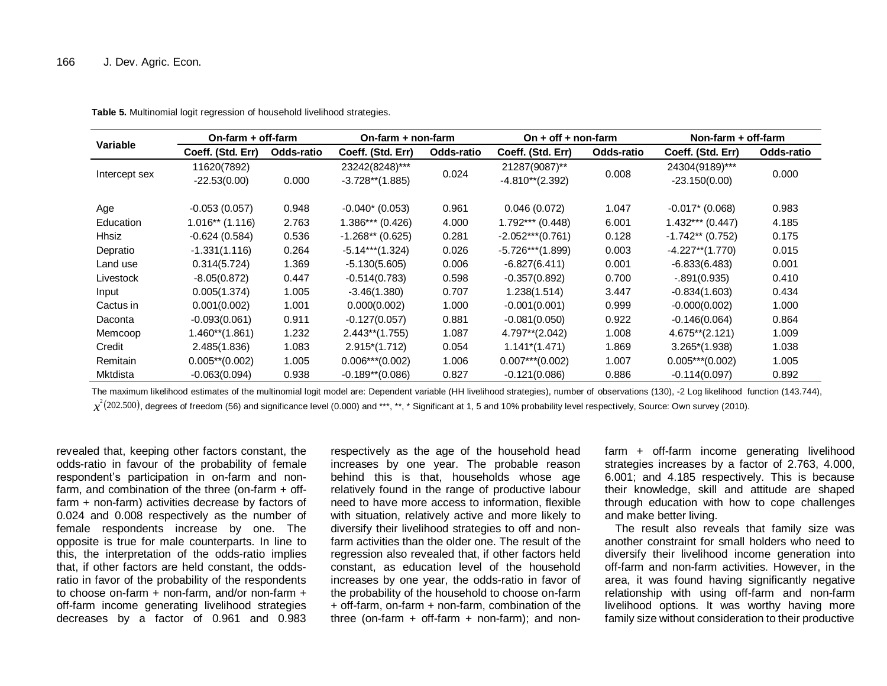**Table 5.** Multinomial logit regression of household livelihood strategies.

| Variable | On-farm + off-farm | | On-farm + non-farm | | On + off + non-farm | | Non-farm + off-farm | |
|---|---|---|---|---|---|---|---|---|
| | Coeff. (Std. Err) | Odds-ratio | Coeff. (Std. Err) | Odds-ratio | Coeff. (Std. Err) | Odds-ratio | Coeff. (Std. Err) | Odds-ratio |
| Intercept sex | 11620(7892) -22.53(0.00) | 0.000 | 23242(8248)*** -3.728**(1.885) | 0.024 | 21287(9087)** -4.810**(2.392) | 0.008 | 24304(9189)*** -23.150(0.00) | 0.000 |
| Age | -0.053 (0.057) | 0.948 | -0.040* (0.053) | 0.961 | 0.046 (0.072) | 1.047 | -0.017* (0.068) | 0.983 |
| Education | 1.016** (1.116) | 2.763 | 1.386*** (0.426) | 4.000 | 1.792*** (0.448) | 6.001 | 1.432*** (0.447) | 4.185 |
| Hhsiz | -0.624 (0.584) | 0.536 | -1.268** (0.625) | 0.281 | -2.052***(0.761) | 0.128 | -1.742** (0.752) | 0.175 |
| Depratio | -1.331(1.116) | 0.264 | -5.14***(1.324) | 0.026 | -5.726***(1.899) | 0.003 | -4.227**(1.770) | 0.015 |
| Land use | 0.314(5.724) | 1.369 | -5.130(5.605) | 0.006 | -6.827(6.411) | 0.001 | -6.833(6.483) | 0.001 |
| Livestock | -8.05(0.872) | 0.447 | -0.514(0.783) | 0.598 | -0.357(0.892) | 0.700 | -.891(0.935) | 0.410 |
| Input | 0.005(1.374) | 1.005 | -3.46(1.380) | 0.707 | 1.238(1.514) | 3.447 | -0.834(1.603) | 0.434 |
| Cactus in | 0.001(0.002) | 1.001 | 0.000(0.002) | 1.000 | -0.001(0.001) | 0.999 | -0.000(0.002) | 1.000 |
| Daconta | -0.093(0.061) | 0.911 | -0.127(0.057) | 0.881 | -0.081(0.050) | 0.922 | -0.146(0.064) | 0.864 |
| Memcoop | 1.460**(1.861) | 1.232 | 2.443**(1.755) | 1.087 | 4.797**(2.042) | 1.008 | 4.675**(2.121) | 1.009 |
| Credit | 2.485(1.836) | 1.083 | 2.915*(1.712) | 0.054 | 1.141*(1.471) | 1.869 | 3.265*(1.938) | 1.038 |
| Remitain | 0.005**(0.002) | 1.005 | 0.006***(0.002) | 1.006 | 0.007***(0.002) | 1.007 | 0.005***(0.002) | 1.005 |
| Mktdista | -0.063(0.094) | 0.938 | -0.189**(0.086) | 0.827 | -0.121(0.086) | 0.886 | -0.114(0.097) | 0.892 |

The maximum likelihood estimates of the multinomial logit model are: Dependent variable (HH livelihood strategies), number of observations (130), -2 Log likelihood function (143.744), $\chi^2(202.500)$, degrees of freedom (56) and significance level (0.000) and ***, **, * Significant at 1, 5 and 10% probability level respectively, Source: Own survey (2010).

revealed that, keeping other factors constant, the odds-ratio in favour of the probability of female respondent's participation in on-farm and non-farm, and combination of the three (on-farm + off-farm + non-farm) activities decrease by factors of 0.024 and 0.008 respectively as the number of female respondents increase by one. The opposite is true for male counterparts. In line to this, the interpretation of the odds-ratio implies that, if other factors are held constant, the odds-ratio in favor of the probability of the respondents to choose on-farm + non-farm, and/or non-farm + off-farm income generating livelihood strategies decreases by a factor of 0.961 and 0.983 respectively as the age of the household head increases by one year. The probable reason behind this is that, households whose age relatively found in the range of productive labour need to have more access to information, flexible with situation, relatively active and more likely to diversify their livelihood strategies to off and non-farm activities than the older one. The result of the regression also revealed that, if other factors held constant, as education level of the household increases by one year, the odds-ratio in favor of the probability of the household to choose on-farm + off-farm, on-farm + non-farm, combination of the three (on-farm + off-farm + non-farm); and non-farm + off-farm income generating livelihood strategies increases by a factor of 2.763, 4.000, 6.001; and 4.185 respectively. This is because their knowledge, skill and attitude are shaped through education with how to cope challenges and make better living.

The result also reveals that family size was another constraint for small holders who need to diversify their livelihood income generation into off-farm and non-farm activities. However, in the area, it was found having significantly negative relationship with using off-farm and non-farm livelihood options. It was worthy having more family size without consideration to their productive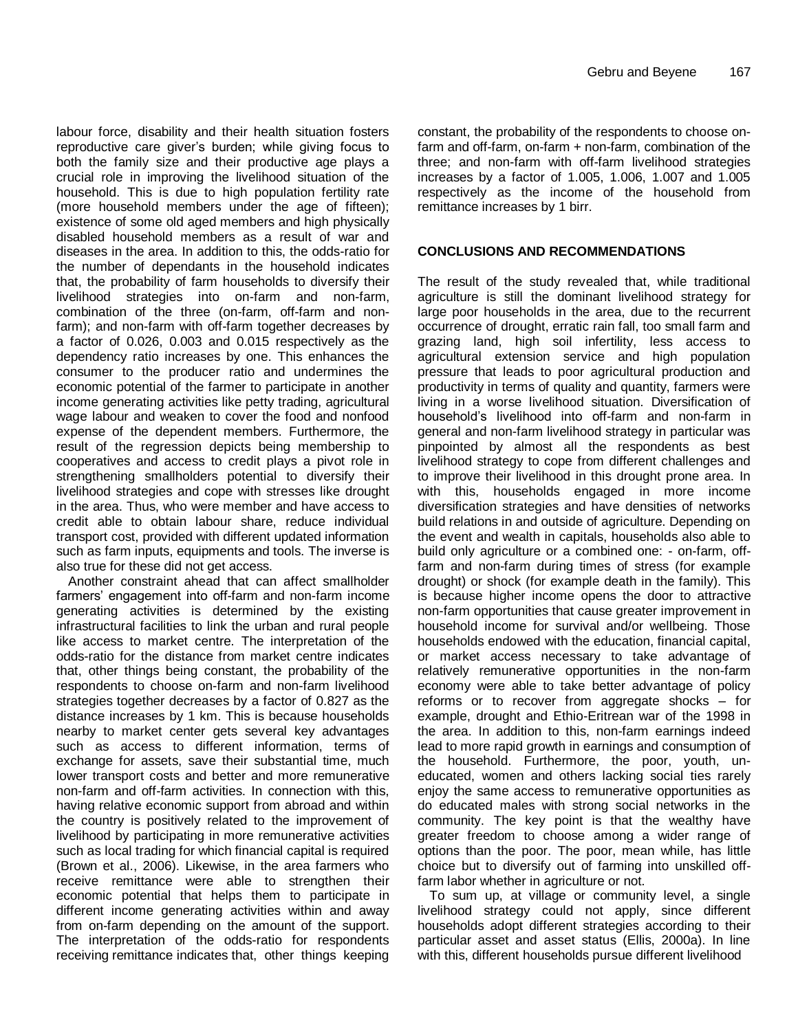labour force, disability and their health situation fosters reproductive care giver's burden; while giving focus to both the family size and their productive age plays a crucial role in improving the livelihood situation of the household. This is due to high population fertility rate (more household members under the age of fifteen); existence of some old aged members and high physically disabled household members as a result of war and diseases in the area. In addition to this, the odds-ratio for the number of dependants in the household indicates that, the probability of farm households to diversify their livelihood strategies into on-farm and non-farm, combination of the three (on-farm, off-farm and non-farm); and non-farm with off-farm together decreases by a factor of 0.026, 0.003 and 0.015 respectively as the dependency ratio increases by one. This enhances the consumer to the producer ratio and undermines the economic potential of the farmer to participate in another income generating activities like petty trading, agricultural wage labour and weaken to cover the food and nonfood expense of the dependent members. Furthermore, the result of the regression depicts being membership to cooperatives and access to credit plays a pivot role in strengthening smallholders potential to diversify their livelihood strategies and cope with stresses like drought in the area. Thus, who were member and have access to credit able to obtain labour share, reduce individual transport cost, provided with different updated information such as farm inputs, equipments and tools. The inverse is also true for these did not get access.

Another constraint ahead that can affect smallholder farmers' engagement into off-farm and non-farm income generating activities is determined by the existing infrastructural facilities to link the urban and rural people like access to market centre. The interpretation of the odds-ratio for the distance from market centre indicates that, other things being constant, the probability of the respondents to choose on-farm and non-farm livelihood strategies together decreases by a factor of 0.827 as the distance increases by 1 km. This is because households nearby to market center gets several key advantages such as access to different information, terms of exchange for assets, save their substantial time, much lower transport costs and better and more remunerative non-farm and off-farm activities. In connection with this, having relative economic support from abroad and within the country is positively related to the improvement of livelihood by participating in more remunerative activities such as local trading for which financial capital is required (Brown et al., 2006). Likewise, in the area farmers who receive remittance were able to strengthen their economic potential that helps them to participate in different income generating activities within and away from on-farm depending on the amount of the support. The interpretation of the odds-ratio for respondents receiving remittance indicates that, other things keeping constant, the probability of the respondents to choose on-farm and off-farm, on-farm + non-farm, combination of the three; and non-farm with off-farm livelihood strategies increases by a factor of 1.005, 1.006, 1.007 and 1.005 respectively as the income of the household from remittance increases by 1 birr.

## CONCLUSIONS AND RECOMMENDATIONS

The result of the study revealed that, while traditional agriculture is still the dominant livelihood strategy for large poor households in the area, due to the recurrent occurrence of drought, erratic rain fall, too small farm and grazing land, high soil infertility, less access to agricultural extension service and high population pressure that leads to poor agricultural production and productivity in terms of quality and quantity, farmers were living in a worse livelihood situation. Diversification of household's livelihood into off-farm and non-farm in general and non-farm livelihood strategy in particular was pinpointed by almost all the respondents as best livelihood strategy to cope from different challenges and to improve their livelihood in this drought prone area. In with this, households engaged in more income diversification strategies and have densities of networks build relations in and outside of agriculture. Depending on the event and wealth in capitals, households also able to build only agriculture or a combined one: - on-farm, off-farm and non-farm during times of stress (for example drought) or shock (for example death in the family). This is because higher income opens the door to attractive non-farm opportunities that cause greater improvement in household income for survival and/or wellbeing. Those households endowed with the education, financial capital, or market access necessary to take advantage of relatively remunerative opportunities in the non-farm economy were able to take better advantage of policy reforms or to recover from aggregate shocks – for example, drought and Ethio-Eritrean war of the 1998 in the area. In addition to this, non-farm earnings indeed lead to more rapid growth in earnings and consumption of the household. Furthermore, the poor, youth, un-educated, women and others lacking social ties rarely enjoy the same access to remunerative opportunities as do educated males with strong social networks in the community. The key point is that the wealthy have greater freedom to choose among a wider range of options than the poor. The poor, mean while, has little choice but to diversify out of farming into unskilled off-farm labor whether in agriculture or not.

To sum up, at village or community level, a single livelihood strategy could not apply, since different households adopt different strategies according to their particular asset and asset status (Ellis, 2000a). In line with this, different households pursue different livelihood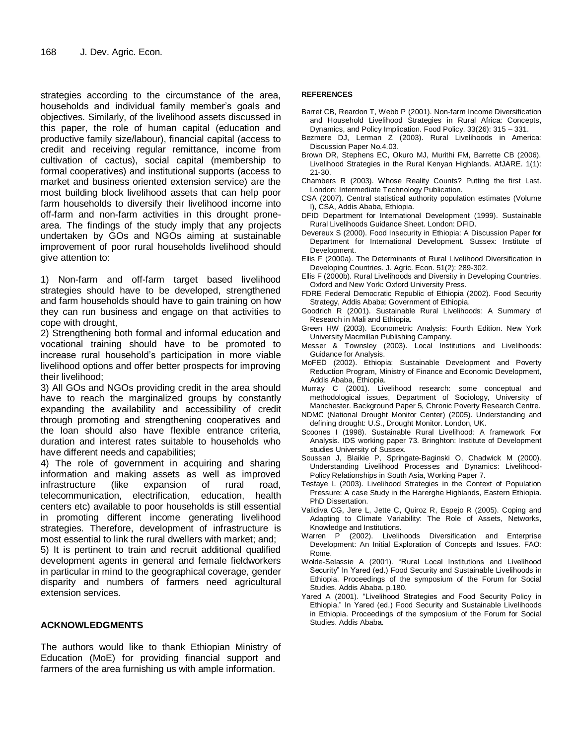strategies according to the circumstance of the area, households and individual family member's goals and objectives. Similarly, of the livelihood assets discussed in this paper, the role of human capital (education and productive family size/labour), financial capital (access to credit and receiving regular remittance, income from cultivation of cactus), social capital (membership to formal cooperatives) and institutional supports (access to market and business oriented extension service) are the most building block livelihood assets that can help poor farm households to diversify their livelihood income into off-farm and non-farm activities in this drought prone-area. The findings of the study imply that any projects undertaken by GOs and NGOs aiming at sustainable improvement of poor rural households livelihood should give attention to:

1) Non-farm and off-farm target based livelihood strategies should have to be developed, strengthened and farm households should have to gain training on how they can run business and engage on that activities to cope with drought,
2) Strengthening both formal and informal education and vocational training should have to be promoted to increase rural household's participation in more viable livelihood options and offer better prospects for improving their livelihood;
3) All GOs and NGOs providing credit in the area should have to reach the marginalized groups by constantly expanding the availability and accessibility of credit through promoting and strengthening cooperatives and the loan should also have flexible entrance criteria, duration and interest rates suitable to households who have different needs and capabilities;
4) The role of government in acquiring and sharing information and making assets as well as improved infrastructure (like expansion of rural road, telecommunication, electrification, education, health centers etc) available to poor households is still essential in promoting different income generating livelihood strategies. Therefore, development of infrastructure is most essential to link the rural dwellers with market; and;
5) It is pertinent to train and recruit additional qualified development agents in general and female fieldworkers in particular in mind to the geographical coverage, gender disparity and numbers of farmers need agricultural extension services.

## ACKNOWLEDGMENTS

The authors would like to thank Ethiopian Ministry of Education (MoE) for providing financial support and farmers of the area furnishing us with ample information.

## REFERENCES

Barret CB, Reardon T, Webb P (2001). Non-farm Income Diversification and Household Livelihood Strategies in Rural Africa: Concepts, Dynamics, and Policy Implication. Food Policy. 33(26): 315 – 331.

Bezmere DJ, Lerman Z (2003). Rural Livelihoods in America: Discussion Paper No.4.03.

Brown DR, Stephens EC, Okuro MJ, Murithi FM, Barrette CB (2006). Livelihood Strategies in the Rural Kenyan Highlands. AfJARE. 1(1): 21-30.

Chambers R (2003). Whose Reality Counts? Putting the first Last. London: Intermediate Technology Publication.

CSA (2007). Central statistical authority population estimates (Volume I), CSA, Addis Ababa, Ethiopia.

DFID Department for International Development (1999). Sustainable Rural Livelihoods Guidance Sheet. London: DFID.

Devereux S (2000). Food Insecurity in Ethiopia: A Discussion Paper for Department for International Development. Sussex: Institute of Development.

Ellis F (2000a). The Determinants of Rural Livelihood Diversification in Developing Countries. J. Agric. Econ. 51(2): 289-302.

Ellis F (2000b). Rural Livelihoods and Diversity in Developing Countries. Oxford and New York: Oxford University Press.

FDRE Federal Democratic Republic of Ethiopia (2002). Food Security Strategy, Addis Ababa: Government of Ethiopia.

Goodrich R (2001). Sustainable Rural Livelihoods: A Summary of Research in Mali and Ethiopia.

Green HW (2003). Econometric Analysis: Fourth Edition. New York University Macmillan Publishing Campany.

Messer & Townsley (2003). Local Institutions and Livelihoods: Guidance for Analysis.

MoFED (2002). Ethiopia: Sustainable Development and Poverty Reduction Program, Ministry of Finance and Economic Development, Addis Ababa, Ethiopia.

Murray C (2001). Livelihood research: some conceptual and methodological issues, Department of Sociology, University of Manchester. Background Paper 5, Chronic Poverty Research Centre.

NDMC (National Drought Monitor Center) (2005). Understanding and defining drought: U.S., Drought Monitor. London, UK.

Scoones I (1998). Sustainable Rural Livelihood: A framework For Analysis. IDS working paper 73. Brighton: Institute of Development studies University of Sussex.

Soussan J, Blaikie P, Springate-Baginski O, Chadwick M (2000). Understanding Livelihood Processes and Dynamics: Livelihood-Policy Relationships in South Asia, Working Paper 7.

Tesfaye L (2003). Livelihood Strategies in the Context of Population Pressure: A case Study in the Harerghe Highlands, Eastern Ethiopia. PhD Dissertation.

Validiva CG, Jere L, Jette C, Quiroz R, Espejo R (2005). Coping and Adapting to Climate Variability: The Role of Assets, Networks, Knowledge and Institutions.

Warren P (2002). Livelihoods Diversification and Enterprise Development: An Initial Exploration of Concepts and Issues. FAO: Rome.

Wolde-Selassie A (2001). "Rural Local Institutions and Livelihood Security" In Yared (ed.) Food Security and Sustainable Livelihoods in Ethiopia. Proceedings of the symposium of the Forum for Social Studies. Addis Ababa. p.180.

Yared A (2001). "Livelihood Strategies and Food Security Policy in Ethiopia." In Yared (ed.) Food Security and Sustainable Livelihoods in Ethiopia. Proceedings of the symposium of the Forum for Social Studies. Addis Ababa.